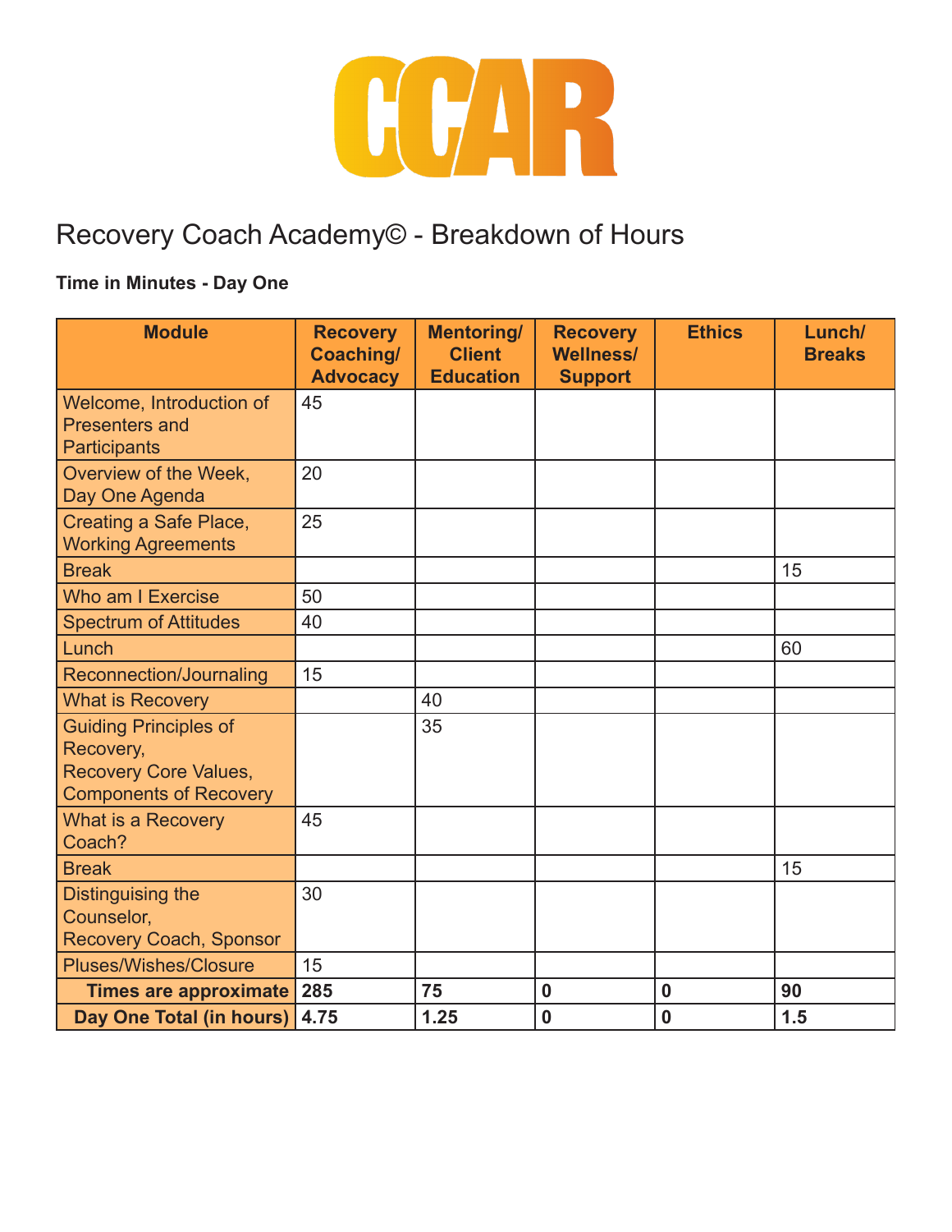CCAR

# Recovery Coach Academy© - Breakdown of Hours

**Time in Minutes - Day One**

| Module | Recovery Coaching/ Advocacy | Mentoring/ Client Education | Recovery Wellness/ Support | Ethics | Lunch/ Breaks |
|---|---|---|---|---|---|
| Welcome, Introduction of Presenters and Participants | 45 | | | | |
| Overview of the Week, Day One Agenda | 20 | | | | |
| Creating a Safe Place, Working Agreements | 25 | | | | |
| Break | | | | | 15 |
| Who am I Exercise | 50 | | | | |
| Spectrum of Attitudes | 40 | | | | |
| Lunch | | | | | 60 |
| Reconnection/Journaling | 15 | | | | |
| What is Recovery | | 40 | | | |
| Guiding Principles of Recovery, Recovery Core Values, Components of Recovery | | 35 | | | |
| What is a Recovery Coach? | 45 | | | | |
| Break | | | | | 15 |
| Distinguishing the Counselor, Recovery Coach, Sponsor | 30 | | | | |
| Pluses/Wishes/Closure | 15 | | | | |
| **Times are approximate** | **285** | **75** | **0** | **0** | **90** |
| **Day One Total (in hours)** | **4.75** | **1.25** | **0** | **0** | **1.5** |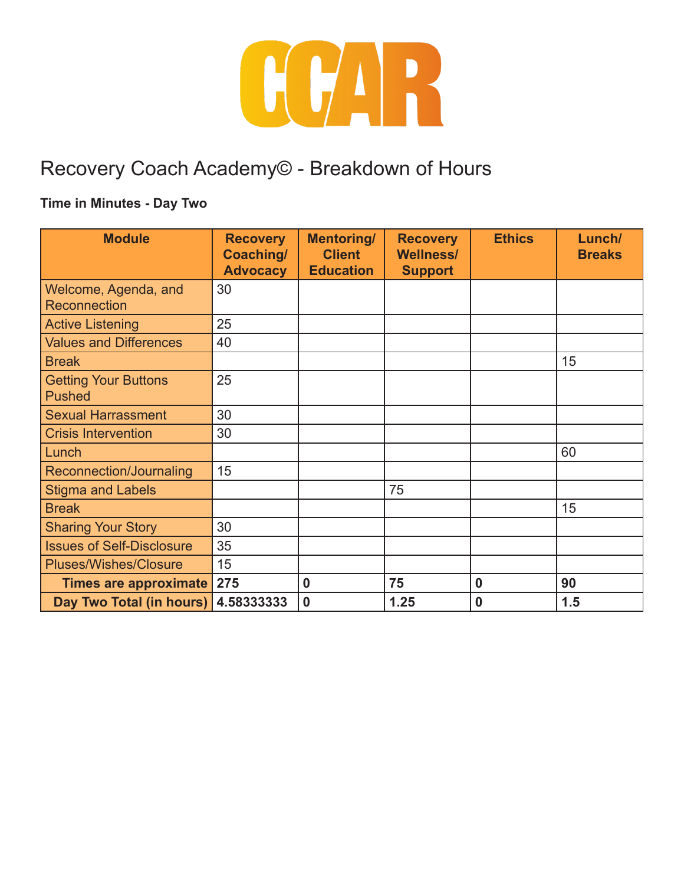CCAR

# Recovery Coach Academy© - Breakdown of Hours

**Time in Minutes - Day Two**

| Module | Recovery Coaching/ Advocacy | Mentoring/ Client Education | Recovery Wellness/ Support | Ethics | Lunch/ Breaks |
|---|---|---|---|---|---|
| Welcome, Agenda, and Reconnection | 30 | | | | |
| Active Listening | 25 | | | | |
| Values and Differences | 40 | | | | |
| Break | | | | | 15 |
| Getting Your Buttons Pushed | 25 | | | | |
| Sexual Harrassment | 30 | | | | |
| Crisis Intervention | 30 | | | | |
| Lunch | | | | | 60 |
| Reconnection/Journaling | 15 | | | | |
| Stigma and Labels | | | 75 | | |
| Break | | | | | 15 |
| Sharing Your Story | 30 | | | | |
| Issues of Self-Disclosure | 35 | | | | |
| Pluses/Wishes/Closure | 15 | | | | |
| **Times are approximate** | **275** | **0** | **75** | **0** | **90** |
| **Day Two Total (in hours)** | **4.58333333** | **0** | **1.25** | **0** | **1.5** |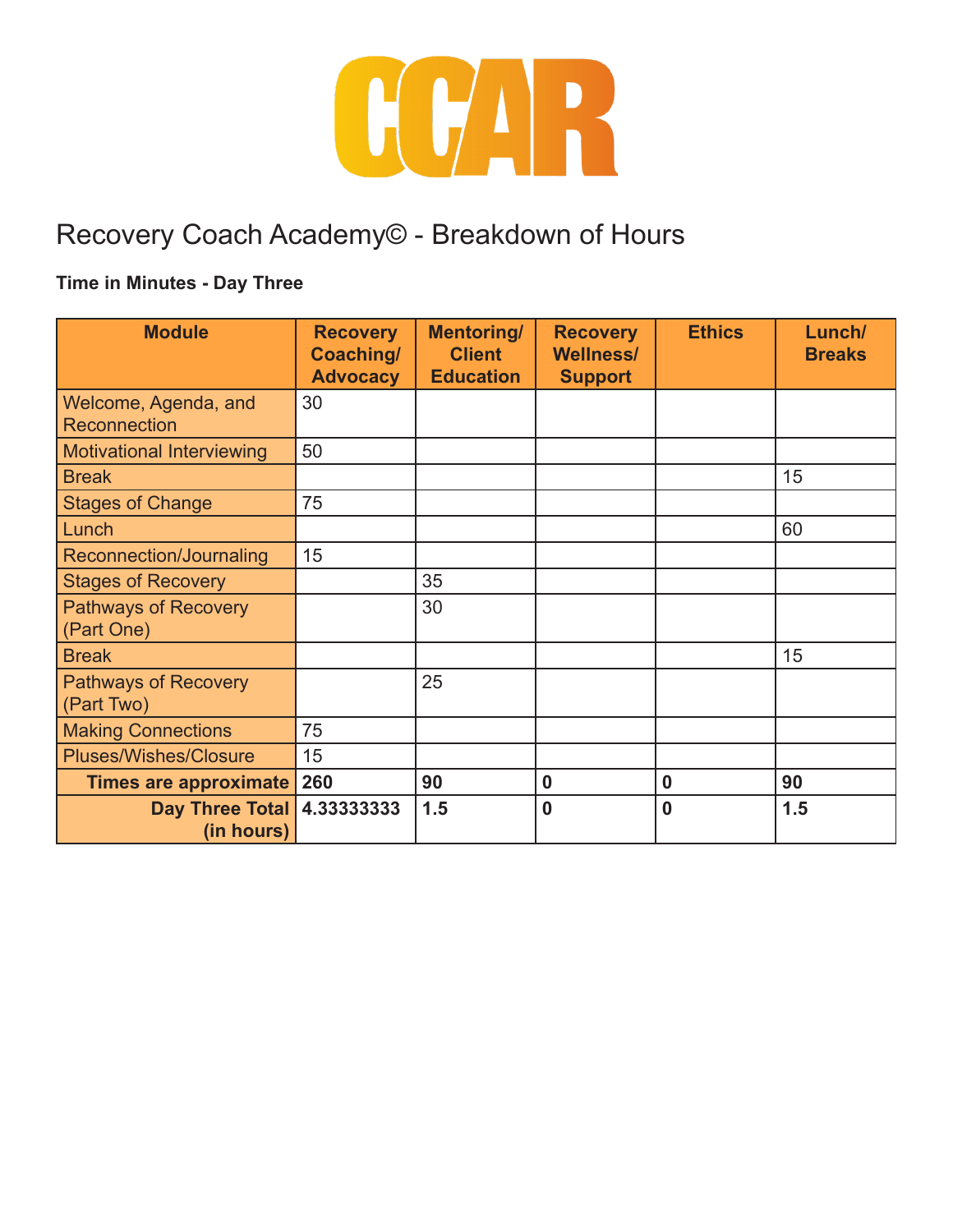CCAR

# Recovery Coach Academy© - Breakdown of Hours

**Time in Minutes - Day Three**

| Module | Recovery Coaching/ Advocacy | Mentoring/ Client Education | Recovery Wellness/ Support | Ethics | Lunch/ Breaks |
|---|---|---|---|---|---|
| Welcome, Agenda, and Reconnection | 30 | | | | |
| Motivational Interviewing | 50 | | | | |
| Break | | | | | 15 |
| Stages of Change | 75 | | | | |
| Lunch | | | | | 60 |
| Reconnection/Journaling | 15 | | | | |
| Stages of Recovery | | 35 | | | |
| Pathways of Recovery (Part One) | | 30 | | | |
| Break | | | | | 15 |
| Pathways of Recovery (Part Two) | | 25 | | | |
| Making Connections | 75 | | | | |
| Pluses/Wishes/Closure | 15 | | | | |
| **Times are approximate** | **260** | **90** | **0** | **0** | **90** |
| **Day Three Total (in hours)** | **4.33333333** | **1.5** | **0** | **0** | **1.5** |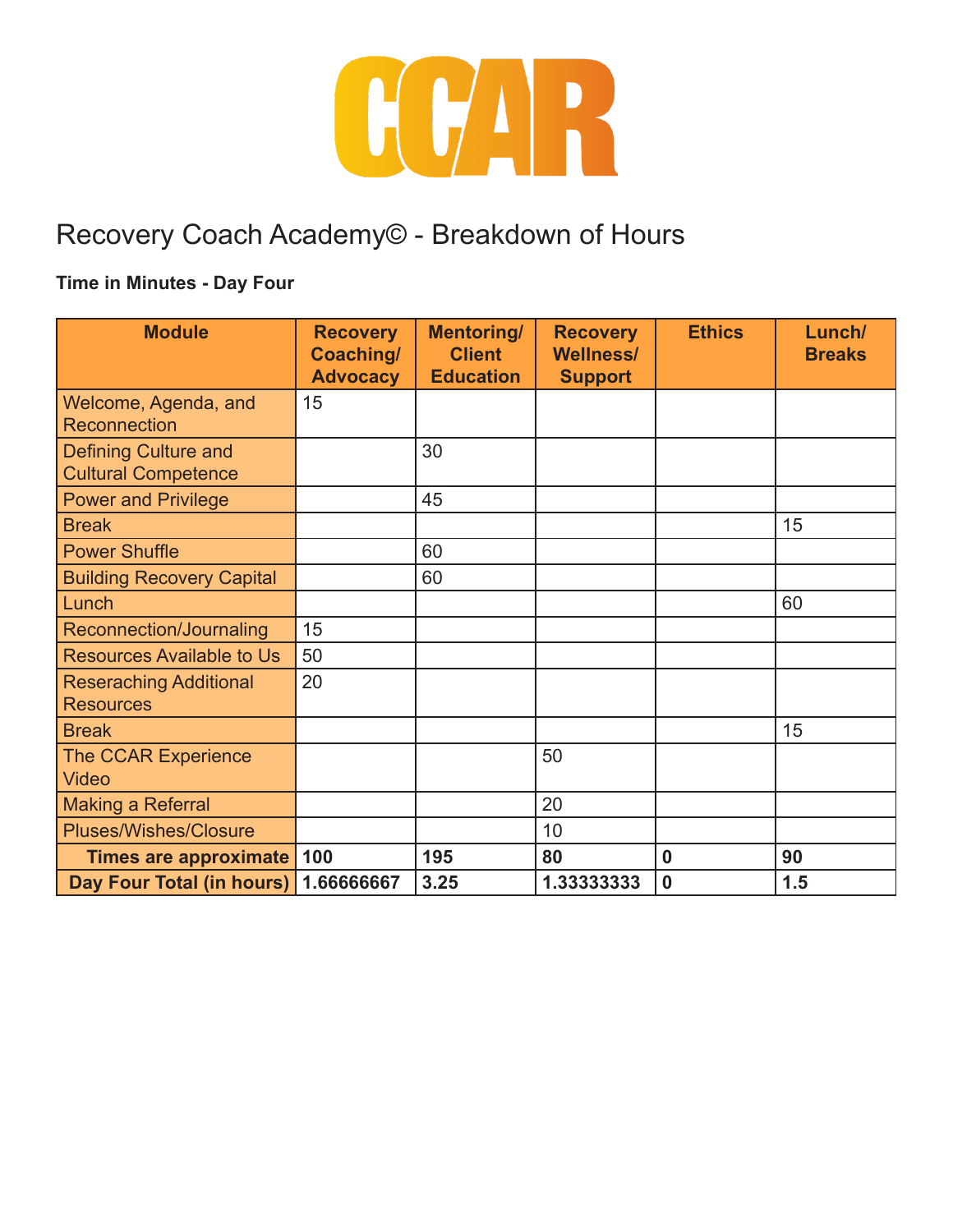# CCAR

## Recovery Coach Academy© - Breakdown of Hours

**Time in Minutes - Day Four**

| Module | Recovery Coaching/ Advocacy | Mentoring/ Client Education | Recovery Wellness/ Support | Ethics | Lunch/ Breaks |
|---|---|---|---|---|---|
| Welcome, Agenda, and Reconnection | 15 | | | | |
| Defining Culture and Cultural Competence | | 30 | | | |
| Power and Privilege | | 45 | | | |
| Break | | | | | 15 |
| Power Shuffle | | 60 | | | |
| Building Recovery Capital | | 60 | | | |
| Lunch | | | | | 60 |
| Reconnection/Journaling | 15 | | | | |
| Resources Available to Us | 50 | | | | |
| Reseraching Additional Resources | 20 | | | | |
| Break | | | | | 15 |
| The CCAR Experience Video | | | 50 | | |
| Making a Referral | | | 20 | | |
| Pluses/Wishes/Closure | | | 10 | | |
| **Times are approximate** | **100** | **195** | **80** | **0** | **90** |
| **Day Four Total (in hours)** | **1.66666667** | **3.25** | **1.33333333** | **0** | **1.5** |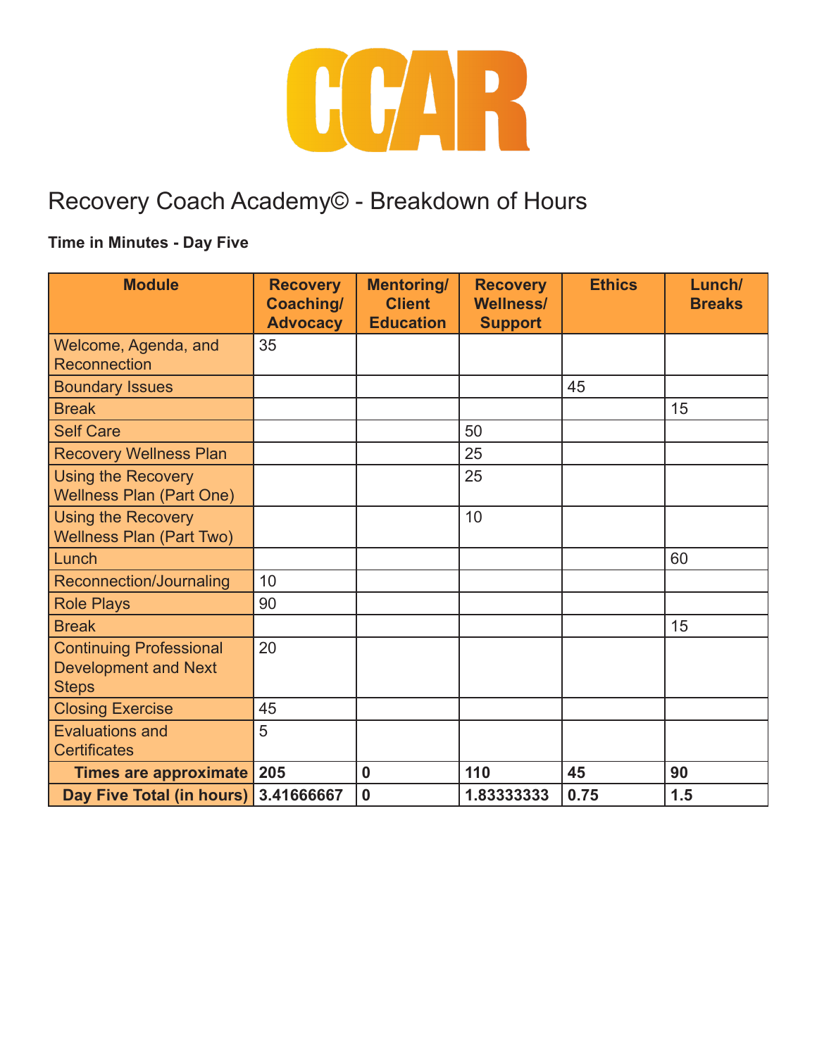CCAR

# Recovery Coach Academy© - Breakdown of Hours

**Time in Minutes - Day Five**

| Module | Recovery Coaching/ Advocacy | Mentoring/ Client Education | Recovery Wellness/ Support | Ethics | Lunch/ Breaks |
|---|---|---|---|---|---|
| Welcome, Agenda, and Reconnection | 35 | | | | |
| Boundary Issues | | | | 45 | |
| Break | | | | | 15 |
| Self Care | | | 50 | | |
| Recovery Wellness Plan | | | 25 | | |
| Using the Recovery Wellness Plan (Part One) | | | 25 | | |
| Using the Recovery Wellness Plan (Part Two) | | | 10 | | |
| Lunch | | | | | 60 |
| Reconnection/Journaling | 10 | | | | |
| Role Plays | 90 | | | | |
| Break | | | | | 15 |
| Continuing Professional Development and Next Steps | 20 | | | | |
| Closing Exercise | 45 | | | | |
| Evaluations and Certificates | 5 | | | | |
| **Times are approximate** | **205** | **0** | **110** | **45** | **90** |
| **Day Five Total (in hours)** | **3.41666667** | **0** | **1.83333333** | **0.75** | **1.5** |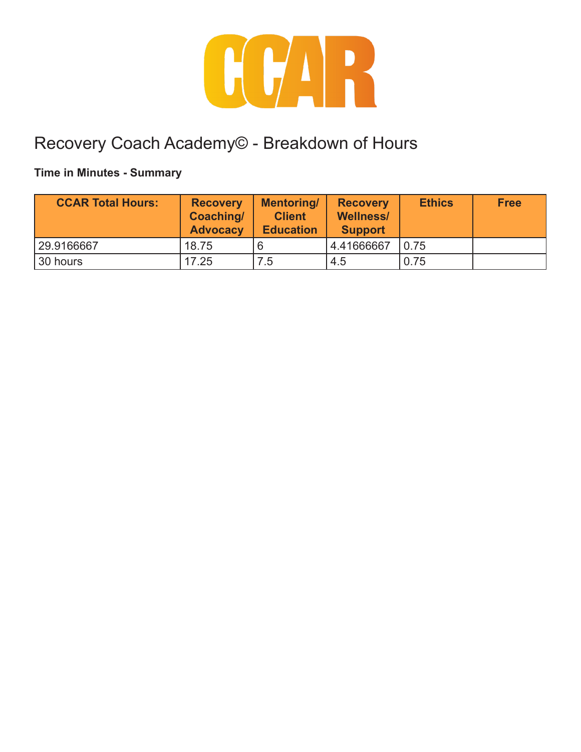CCAR

# Recovery Coach Academy© - Breakdown of Hours

**Time in Minutes - Summary**

| CCAR Total Hours: | Recovery Coaching/ Advocacy | Mentoring/ Client Education | Recovery Wellness/ Support | Ethics | Free |
|---|---|---|---|---|---|
| 29.9166667 | 18.75 | 6 | 4.41666667 | 0.75 | |
| 30 hours | 17.25 | 7.5 | 4.5 | 0.75 | |